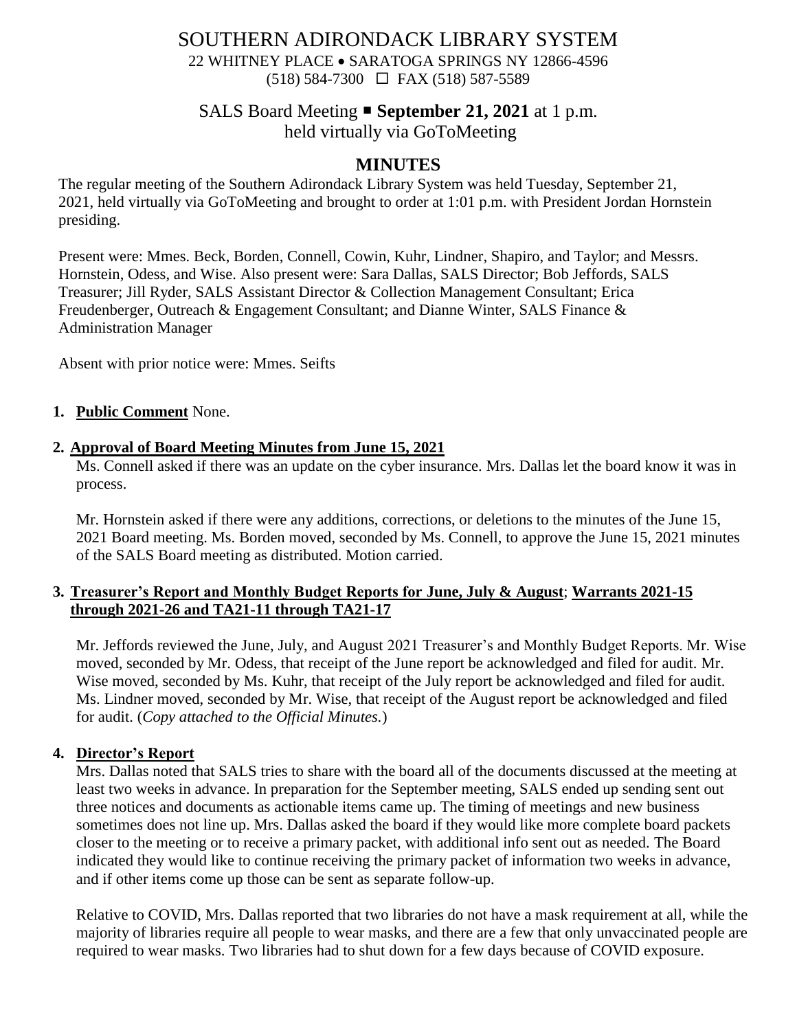# SOUTHERN ADIRONDACK LIBRARY SYSTEM

22 WHITNEY PLACE • SARATOGA SPRINGS NY 12866-4596
(518) 584-7300 ☐ FAX (518) 587-5589

## SALS Board Meeting ▪ **September 21, 2021** at 1 p.m.
## held virtually via GoToMeeting

## MINUTES

The regular meeting of the Southern Adirondack Library System was held Tuesday, September 21, 2021, held virtually via GoToMeeting and brought to order at 1:01 p.m. with President Jordan Hornstein presiding.

Present were: Mmes. Beck, Borden, Connell, Cowin, Kuhr, Lindner, Shapiro, and Taylor; and Messrs. Hornstein, Odess, and Wise. Also present were: Sara Dallas, SALS Director; Bob Jeffords, SALS Treasurer; Jill Ryder, SALS Assistant Director & Collection Management Consultant; Erica Freudenberger, Outreach & Engagement Consultant; and Dianne Winter, SALS Finance & Administration Manager

Absent with prior notice were: Mmes. Seifts

1. **Public Comment** None.

2. **Approval of Board Meeting Minutes from June 15, 2021**

   Ms. Connell asked if there was an update on the cyber insurance. Mrs. Dallas let the board know it was in process.

   Mr. Hornstein asked if there were any additions, corrections, or deletions to the minutes of the June 15, 2021 Board meeting. Ms. Borden moved, seconded by Ms. Connell, to approve the June 15, 2021 minutes of the SALS Board meeting as distributed. Motion carried.

3. **Treasurer's Report and Monthly Budget Reports for June, July & August**; **Warrants 2021-15 through 2021-26 and TA21-11 through TA21-17**

   Mr. Jeffords reviewed the June, July, and August 2021 Treasurer's and Monthly Budget Reports. Mr. Wise moved, seconded by Mr. Odess, that receipt of the June report be acknowledged and filed for audit. Mr. Wise moved, seconded by Ms. Kuhr, that receipt of the July report be acknowledged and filed for audit. Ms. Lindner moved, seconded by Mr. Wise, that receipt of the August report be acknowledged and filed for audit. (*Copy attached to the Official Minutes.*)

4. **Director's Report**

   Mrs. Dallas noted that SALS tries to share with the board all of the documents discussed at the meeting at least two weeks in advance. In preparation for the September meeting, SALS ended up sending sent out three notices and documents as actionable items came up. The timing of meetings and new business sometimes does not line up. Mrs. Dallas asked the board if they would like more complete board packets closer to the meeting or to receive a primary packet, with additional info sent out as needed. The Board indicated they would like to continue receiving the primary packet of information two weeks in advance, and if other items come up those can be sent as separate follow-up.

   Relative to COVID, Mrs. Dallas reported that two libraries do not have a mask requirement at all, while the majority of libraries require all people to wear masks, and there are a few that only unvaccinated people are required to wear masks. Two libraries had to shut down for a few days because of COVID exposure.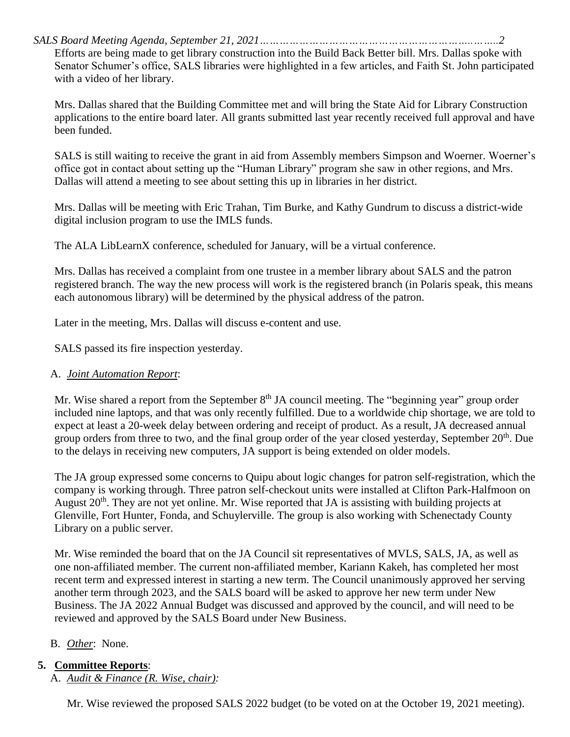Efforts are being made to get library construction into the Build Back Better bill. Mrs. Dallas spoke with Senator Schumer's office, SALS libraries were highlighted in a few articles, and Faith St. John participated with a video of her library.

Mrs. Dallas shared that the Building Committee met and will bring the State Aid for Library Construction applications to the entire board later. All grants submitted last year recently received full approval and have been funded.

SALS is still waiting to receive the grant in aid from Assembly members Simpson and Woerner. Woerner's office got in contact about setting up the "Human Library" program she saw in other regions, and Mrs. Dallas will attend a meeting to see about setting this up in libraries in her district.

Mrs. Dallas will be meeting with Eric Trahan, Tim Burke, and Kathy Gundrum to discuss a district-wide digital inclusion program to use the IMLS funds.

The ALA LibLearnX conference, scheduled for January, will be a virtual conference.

Mrs. Dallas has received a complaint from one trustee in a member library about SALS and the patron registered branch. The way the new process will work is the registered branch (in Polaris speak, this means each autonomous library) will be determined by the physical address of the patron.

Later in the meeting, Mrs. Dallas will discuss e-content and use.

SALS passed its fire inspection yesterday.

A. *Joint Automation Report*:

Mr. Wise shared a report from the September 8th JA council meeting. The "beginning year" group order included nine laptops, and that was only recently fulfilled. Due to a worldwide chip shortage, we are told to expect at least a 20-week delay between ordering and receipt of product. As a result, JA decreased annual group orders from three to two, and the final group order of the year closed yesterday, September 20th. Due to the delays in receiving new computers, JA support is being extended on older models.

The JA group expressed some concerns to Quipu about logic changes for patron self-registration, which the company is working through. Three patron self-checkout units were installed at Clifton Park-Halfmoon on August 20th. They are not yet online. Mr. Wise reported that JA is assisting with building projects at Glenville, Fort Hunter, Fonda, and Schuylerville. The group is also working with Schenectady County Library on a public server.

Mr. Wise reminded the board that on the JA Council sit representatives of MVLS, SALS, JA, as well as one non-affiliated member. The current non-affiliated member, Kariann Kakeh, has completed her most recent term and expressed interest in starting a new term. The Council unanimously approved her serving another term through 2023, and the SALS board will be asked to approve her new term under New Business. The JA 2022 Annual Budget was discussed and approved by the council, and will need to be reviewed and approved by the SALS Board under New Business.

B. *Other*: None.

**5. Committee Reports**:

A. *Audit & Finance (R. Wise, chair):*

Mr. Wise reviewed the proposed SALS 2022 budget (to be voted on at the October 19, 2021 meeting).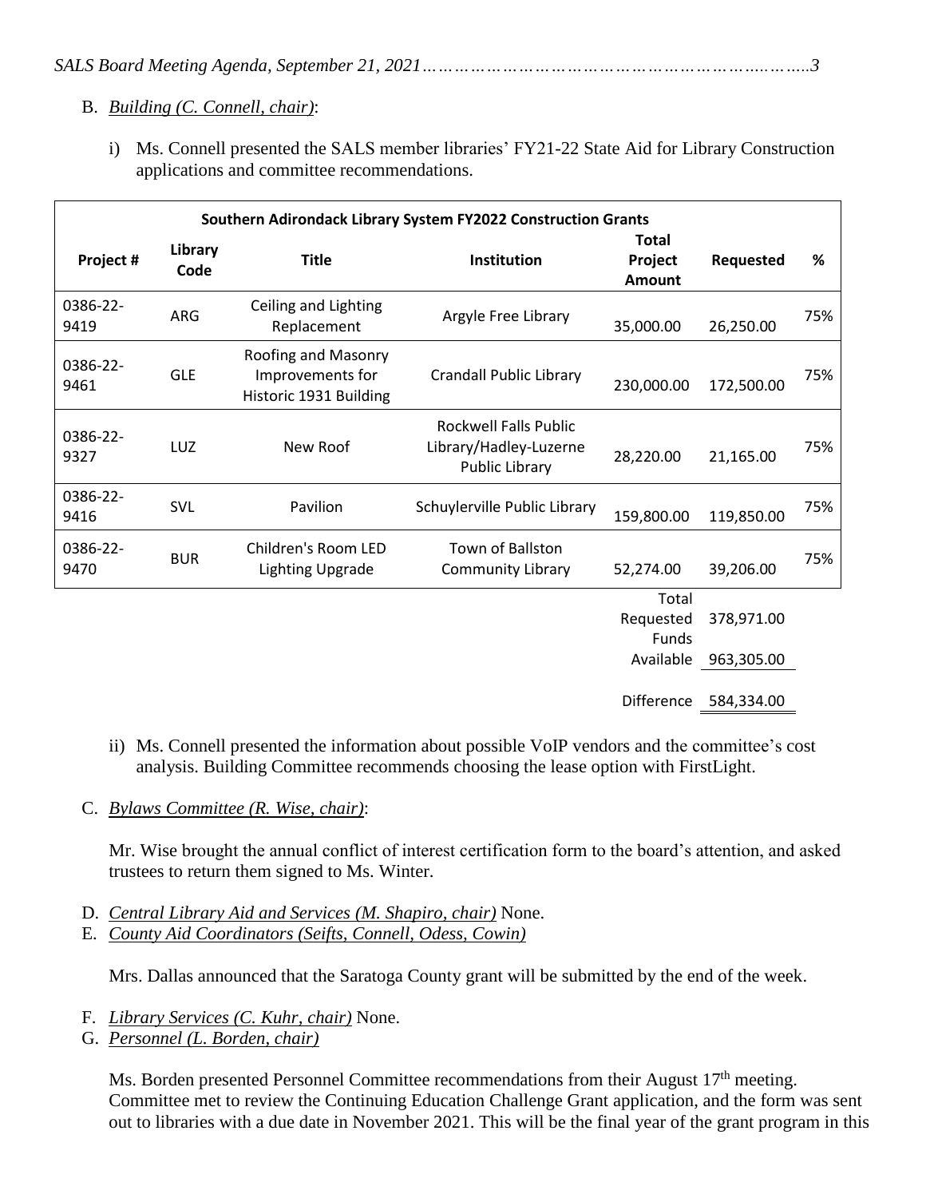B. *Building (C. Connell, chair)*:

i) Ms. Connell presented the SALS member libraries' FY21-22 State Aid for Library Construction applications and committee recommendations.

| Southern Adirondack Library System FY2022 Construction Grants | | | | | | |
|---|---|---|---|---|---|---|
| **Project #** | **Library Code** | **Title** | **Institution** | **Total Project Amount** | **Requested** | **%** |
| 0386-22-9419 | ARG | Ceiling and Lighting Replacement | Argyle Free Library | 35,000.00 | 26,250.00 | 75% |
| 0386-22-9461 | GLE | Roofing and Masonry Improvements for Historic 1931 Building | Crandall Public Library | 230,000.00 | 172,500.00 | 75% |
| 0386-22-9327 | LUZ | New Roof | Rockwell Falls Public Library/Hadley-Luzerne Public Library | 28,220.00 | 21,165.00 | 75% |
| 0386-22-9416 | SVL | Pavilion | Schuylerville Public Library | 159,800.00 | 119,850.00 | 75% |
| 0386-22-9470 | BUR | Children's Room LED Lighting Upgrade | Town of Ballston Community Library | 52,274.00 | 39,206.00 | 75% |
| | | | | Total Requested | 378,971.00 | |
| | | | | Funds Available | 963,305.00 | |
| | | | | Difference | 584,334.00 | |

ii) Ms. Connell presented the information about possible VoIP vendors and the committee's cost analysis. Building Committee recommends choosing the lease option with FirstLight.

C. *Bylaws Committee (R. Wise, chair)*:

Mr. Wise brought the annual conflict of interest certification form to the board's attention, and asked trustees to return them signed to Ms. Winter.

D. *Central Library Aid and Services (M. Shapiro, chair)* None.

E. *County Aid Coordinators (Seifts, Connell, Odess, Cowin)*

Mrs. Dallas announced that the Saratoga County grant will be submitted by the end of the week.

F. *Library Services (C. Kuhr, chair)* None.

G. *Personnel (L. Borden, chair)*

Ms. Borden presented Personnel Committee recommendations from their August 17th meeting. Committee met to review the Continuing Education Challenge Grant application, and the form was sent out to libraries with a due date in November 2021. This will be the final year of the grant program in this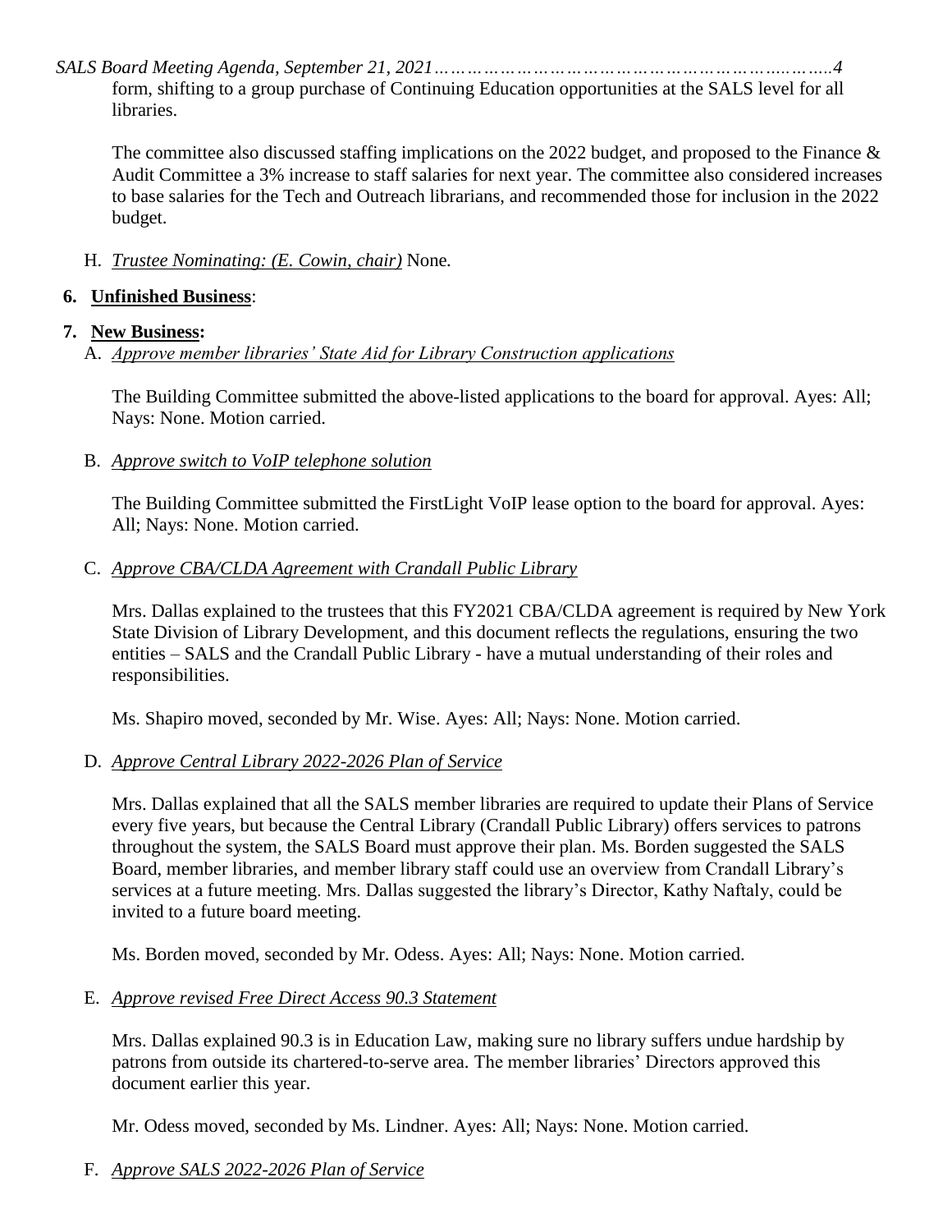form, shifting to a group purchase of Continuing Education opportunities at the SALS level for all libraries.

The committee also discussed staffing implications on the 2022 budget, and proposed to the Finance & Audit Committee a 3% increase to staff salaries for next year. The committee also considered increases to base salaries for the Tech and Outreach librarians, and recommended those for inclusion in the 2022 budget.

H. *Trustee Nominating: (E. Cowin, chair)* None.

**6. Unfinished Business**:

**7. New Business:**

A. *Approve member libraries' State Aid for Library Construction applications*

The Building Committee submitted the above-listed applications to the board for approval. Ayes: All; Nays: None. Motion carried.

B. *Approve switch to VoIP telephone solution*

The Building Committee submitted the FirstLight VoIP lease option to the board for approval. Ayes: All; Nays: None. Motion carried.

C. *Approve CBA/CLDA Agreement with Crandall Public Library*

Mrs. Dallas explained to the trustees that this FY2021 CBA/CLDA agreement is required by New York State Division of Library Development, and this document reflects the regulations, ensuring the two entities – SALS and the Crandall Public Library - have a mutual understanding of their roles and responsibilities.

Ms. Shapiro moved, seconded by Mr. Wise. Ayes: All; Nays: None. Motion carried.

D. *Approve Central Library 2022-2026 Plan of Service*

Mrs. Dallas explained that all the SALS member libraries are required to update their Plans of Service every five years, but because the Central Library (Crandall Public Library) offers services to patrons throughout the system, the SALS Board must approve their plan. Ms. Borden suggested the SALS Board, member libraries, and member library staff could use an overview from Crandall Library's services at a future meeting. Mrs. Dallas suggested the library's Director, Kathy Naftaly, could be invited to a future board meeting.

Ms. Borden moved, seconded by Mr. Odess. Ayes: All; Nays: None. Motion carried.

E. *Approve revised Free Direct Access 90.3 Statement*

Mrs. Dallas explained 90.3 is in Education Law, making sure no library suffers undue hardship by patrons from outside its chartered-to-serve area. The member libraries' Directors approved this document earlier this year.

Mr. Odess moved, seconded by Ms. Lindner. Ayes: All; Nays: None. Motion carried.

F. *Approve SALS 2022-2026 Plan of Service*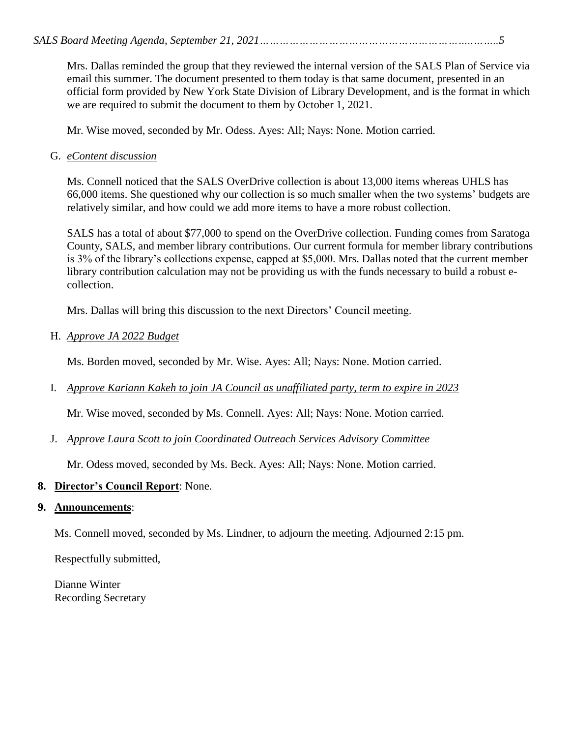Mrs. Dallas reminded the group that they reviewed the internal version of the SALS Plan of Service via email this summer. The document presented to them today is that same document, presented in an official form provided by New York State Division of Library Development, and is the format in which we are required to submit the document to them by October 1, 2021.

Mr. Wise moved, seconded by Mr. Odess. Ayes: All; Nays: None. Motion carried.

G. *eContent discussion*

Ms. Connell noticed that the SALS OverDrive collection is about 13,000 items whereas UHLS has 66,000 items. She questioned why our collection is so much smaller when the two systems' budgets are relatively similar, and how could we add more items to have a more robust collection.

SALS has a total of about $77,000 to spend on the OverDrive collection. Funding comes from Saratoga County, SALS, and member library contributions. Our current formula for member library contributions is 3% of the library's collections expense, capped at $5,000. Mrs. Dallas noted that the current member library contribution calculation may not be providing us with the funds necessary to build a robust e-collection.

Mrs. Dallas will bring this discussion to the next Directors' Council meeting.

H. *Approve JA 2022 Budget*

Ms. Borden moved, seconded by Mr. Wise. Ayes: All; Nays: None. Motion carried.

I. *Approve Kariann Kakeh to join JA Council as unaffiliated party, term to expire in 2023*

Mr. Wise moved, seconded by Ms. Connell. Ayes: All; Nays: None. Motion carried.

J. *Approve Laura Scott to join Coordinated Outreach Services Advisory Committee*

Mr. Odess moved, seconded by Ms. Beck. Ayes: All; Nays: None. Motion carried.

**8. Director's Council Report**: None.

**9. Announcements**:

Ms. Connell moved, seconded by Ms. Lindner, to adjourn the meeting. Adjourned 2:15 pm.

Respectfully submitted,

Dianne Winter
Recording Secretary